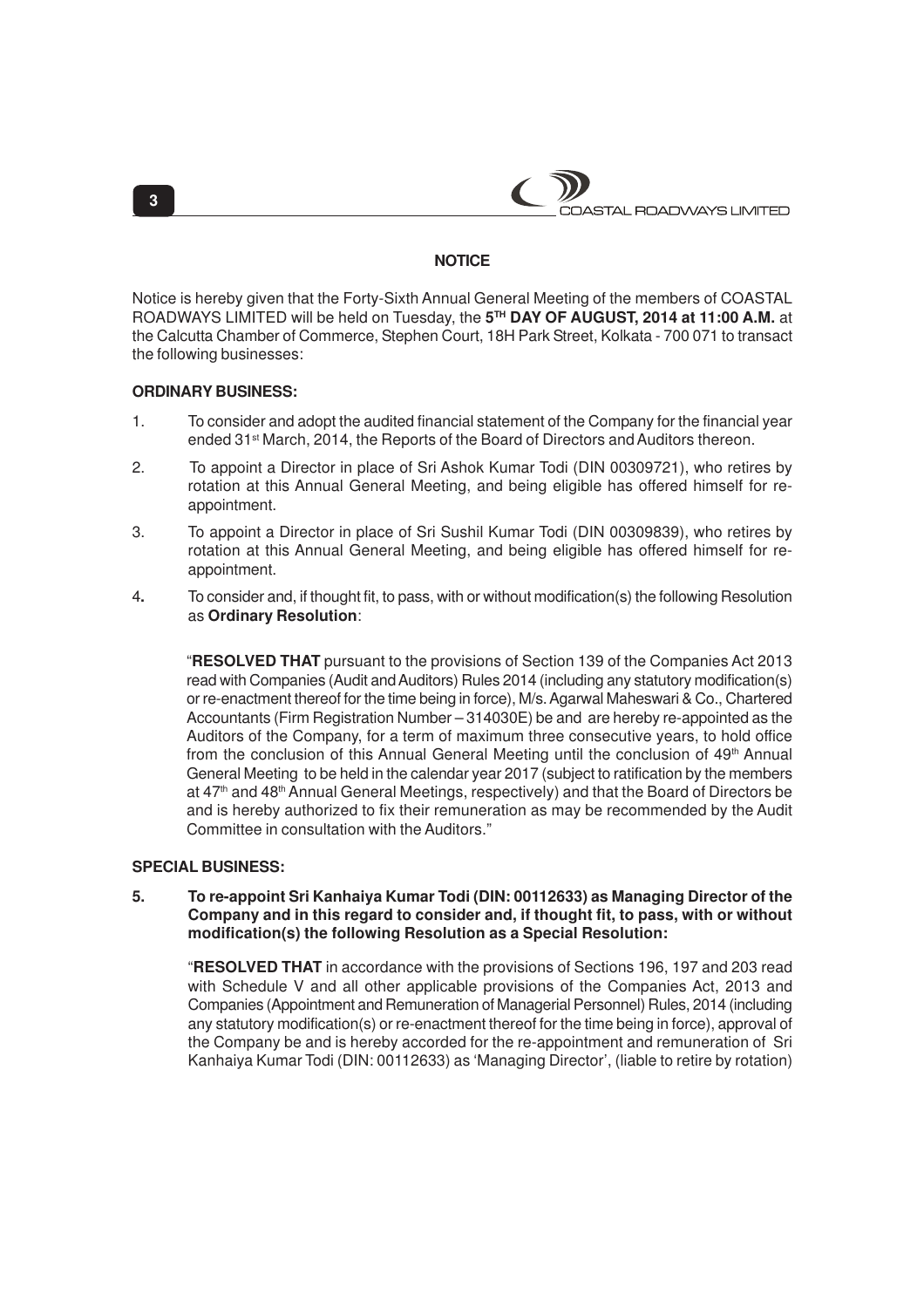## NOTICE

Notice is hereby given that the Forty-Sixth Annual General Meeting of the members of COASTAL ROADWAYS LIMITED will be held on Tuesday, the **5TH DAY OF AUGUST, 2014 at 11:00 A.M.** at the Calcutta Chamber of Commerce, Stephen Court, 18H Park Street, Kolkata - 700 071 to transact the following businesses:

### ORDINARY BUSINESS:

1. To consider and adopt the audited financial statement of the Company for the financial year ended 31st March, 2014, the Reports of the Board of Directors and Auditors thereon.

2. To appoint a Director in place of Sri Ashok Kumar Todi (DIN 00309721), who retires by rotation at this Annual General Meeting, and being eligible has offered himself for re-appointment.

3. To appoint a Director in place of Sri Sushil Kumar Todi (DIN 00309839), who retires by rotation at this Annual General Meeting, and being eligible has offered himself for re-appointment.

4. To consider and, if thought fit, to pass, with or without modification(s) the following Resolution as **Ordinary Resolution**:

   "**RESOLVED THAT** pursuant to the provisions of Section 139 of the Companies Act 2013 read with Companies (Audit and Auditors) Rules 2014 (including any statutory modification(s) or re-enactment thereof for the time being in force), M/s. Agarwal Maheswari & Co., Chartered Accountants (Firm Registration Number – 314030E) be and are hereby re-appointed as the Auditors of the Company, for a term of maximum three consecutive years, to hold office from the conclusion of this Annual General Meeting until the conclusion of 49th Annual General Meeting to be held in the calendar year 2017 (subject to ratification by the members at 47th and 48th Annual General Meetings, respectively) and that the Board of Directors be and is hereby authorized to fix their remuneration as may be recommended by the Audit Committee in consultation with the Auditors."

### SPECIAL BUSINESS:

5. **To re-appoint Sri Kanhaiya Kumar Todi (DIN: 00112633) as Managing Director of the Company and in this regard to consider and, if thought fit, to pass, with or without modification(s) the following Resolution as a Special Resolution:**

   "**RESOLVED THAT** in accordance with the provisions of Sections 196, 197 and 203 read with Schedule V and all other applicable provisions of the Companies Act, 2013 and Companies (Appointment and Remuneration of Managerial Personnel) Rules, 2014 (including any statutory modification(s) or re-enactment thereof for the time being in force), approval of the Company be and is hereby accorded for the re-appointment and remuneration of Sri Kanhaiya Kumar Todi (DIN: 00112633) as 'Managing Director', (liable to retire by rotation)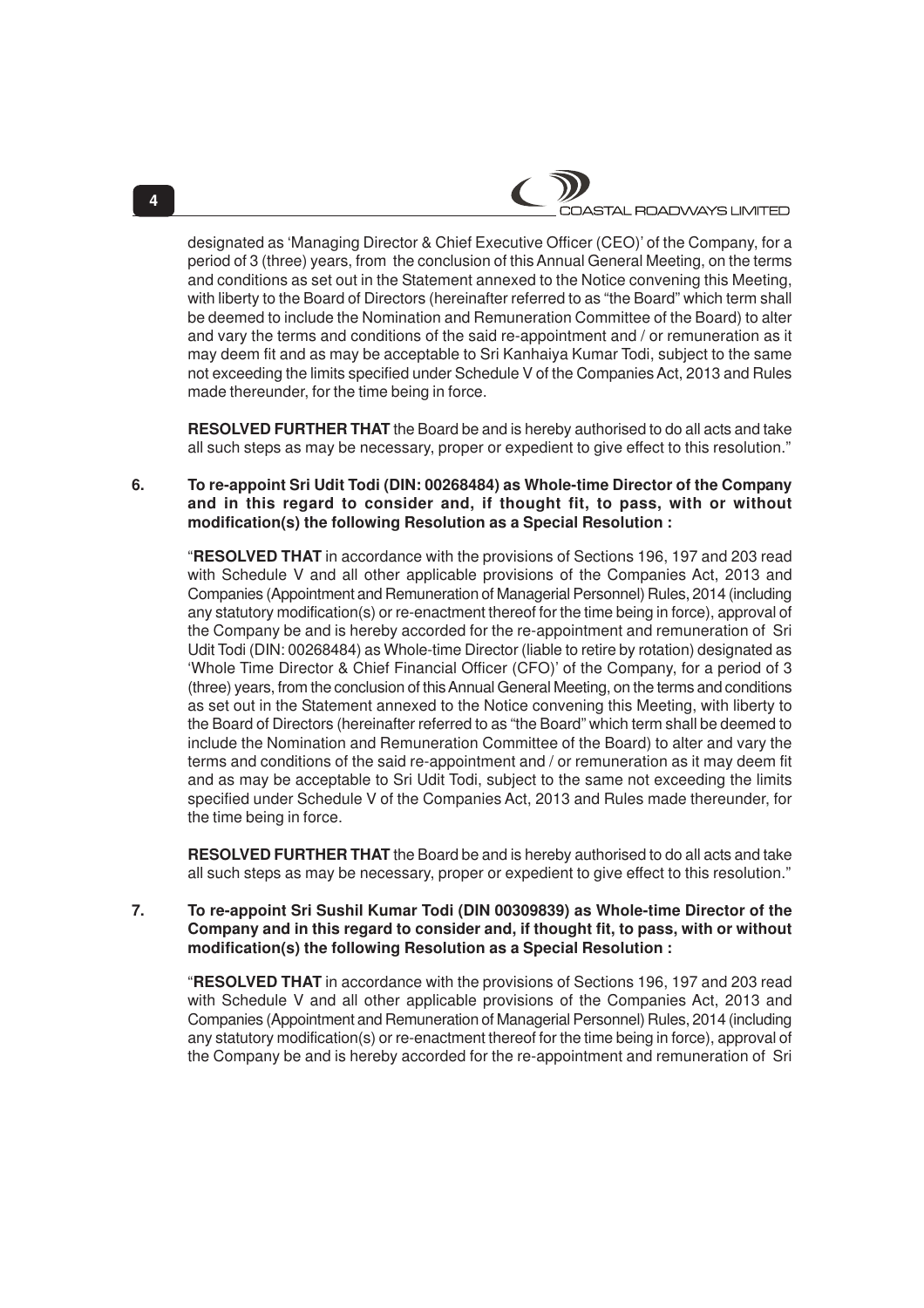designated as 'Managing Director & Chief Executive Officer (CEO)' of the Company, for a period of 3 (three) years, from the conclusion of this Annual General Meeting, on the terms and conditions as set out in the Statement annexed to the Notice convening this Meeting, with liberty to the Board of Directors (hereinafter referred to as "the Board" which term shall be deemed to include the Nomination and Remuneration Committee of the Board) to alter and vary the terms and conditions of the said re-appointment and / or remuneration as it may deem fit and as may be acceptable to Sri Kanhaiya Kumar Todi, subject to the same not exceeding the limits specified under Schedule V of the Companies Act, 2013 and Rules made thereunder, for the time being in force.

**RESOLVED FURTHER THAT** the Board be and is hereby authorised to do all acts and take all such steps as may be necessary, proper or expedient to give effect to this resolution."

**6. To re-appoint Sri Udit Todi (DIN: 00268484) as Whole-time Director of the Company and in this regard to consider and, if thought fit, to pass, with or without modification(s) the following Resolution as a Special Resolution :**

"**RESOLVED THAT** in accordance with the provisions of Sections 196, 197 and 203 read with Schedule V and all other applicable provisions of the Companies Act, 2013 and Companies (Appointment and Remuneration of Managerial Personnel) Rules, 2014 (including any statutory modification(s) or re-enactment thereof for the time being in force), approval of the Company be and is hereby accorded for the re-appointment and remuneration of Sri Udit Todi (DIN: 00268484) as Whole-time Director (liable to retire by rotation) designated as 'Whole Time Director & Chief Financial Officer (CFO)' of the Company, for a period of 3 (three) years, from the conclusion of this Annual General Meeting, on the terms and conditions as set out in the Statement annexed to the Notice convening this Meeting, with liberty to the Board of Directors (hereinafter referred to as "the Board" which term shall be deemed to include the Nomination and Remuneration Committee of the Board) to alter and vary the terms and conditions of the said re-appointment and / or remuneration as it may deem fit and as may be acceptable to Sri Udit Todi, subject to the same not exceeding the limits specified under Schedule V of the Companies Act, 2013 and Rules made thereunder, for the time being in force.

**RESOLVED FURTHER THAT** the Board be and is hereby authorised to do all acts and take all such steps as may be necessary, proper or expedient to give effect to this resolution."

**7. To re-appoint Sri Sushil Kumar Todi (DIN 00309839) as Whole-time Director of the Company and in this regard to consider and, if thought fit, to pass, with or without modification(s) the following Resolution as a Special Resolution :**

"**RESOLVED THAT** in accordance with the provisions of Sections 196, 197 and 203 read with Schedule V and all other applicable provisions of the Companies Act, 2013 and Companies (Appointment and Remuneration of Managerial Personnel) Rules, 2014 (including any statutory modification(s) or re-enactment thereof for the time being in force), approval of the Company be and is hereby accorded for the re-appointment and remuneration of Sri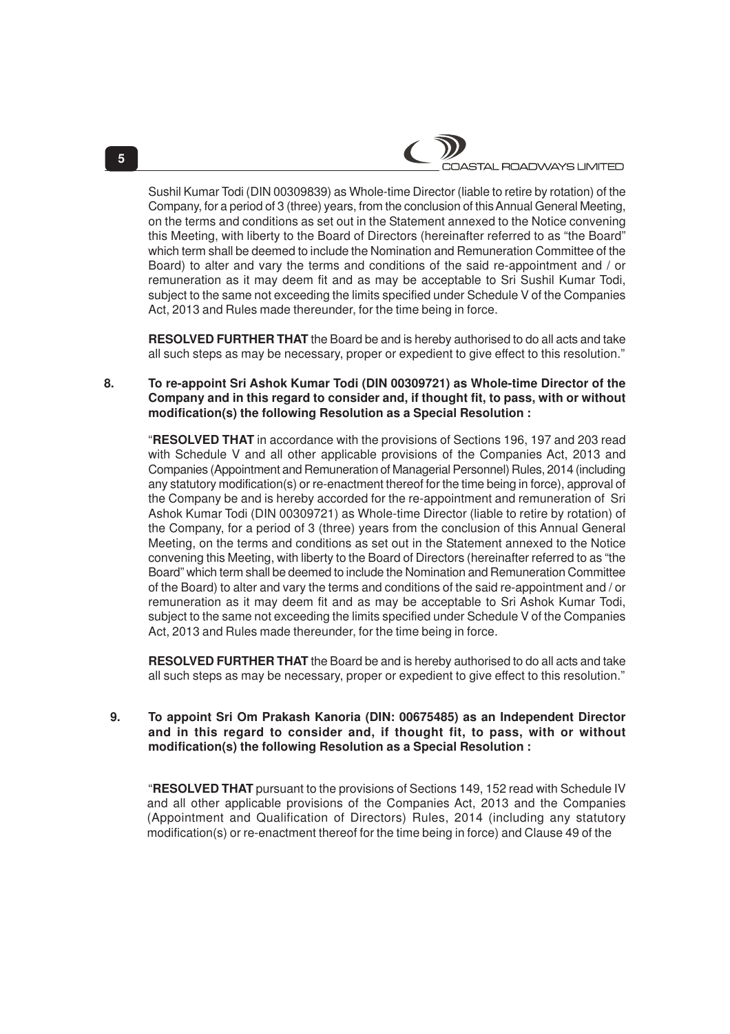Sushil Kumar Todi (DIN 00309839) as Whole-time Director (liable to retire by rotation) of the Company, for a period of 3 (three) years, from the conclusion of this Annual General Meeting, on the terms and conditions as set out in the Statement annexed to the Notice convening this Meeting, with liberty to the Board of Directors (hereinafter referred to as "the Board" which term shall be deemed to include the Nomination and Remuneration Committee of the Board) to alter and vary the terms and conditions of the said re-appointment and / or remuneration as it may deem fit and as may be acceptable to Sri Sushil Kumar Todi, subject to the same not exceeding the limits specified under Schedule V of the Companies Act, 2013 and Rules made thereunder, for the time being in force.

**RESOLVED FURTHER THAT** the Board be and is hereby authorised to do all acts and take all such steps as may be necessary, proper or expedient to give effect to this resolution."

8. **To re-appoint Sri Ashok Kumar Todi (DIN 00309721) as Whole-time Director of the Company and in this regard to consider and, if thought fit, to pass, with or without modification(s) the following Resolution as a Special Resolution :**

"**RESOLVED THAT** in accordance with the provisions of Sections 196, 197 and 203 read with Schedule V and all other applicable provisions of the Companies Act, 2013 and Companies (Appointment and Remuneration of Managerial Personnel) Rules, 2014 (including any statutory modification(s) or re-enactment thereof for the time being in force), approval of the Company be and is hereby accorded for the re-appointment and remuneration of Sri Ashok Kumar Todi (DIN 00309721) as Whole-time Director (liable to retire by rotation) of the Company, for a period of 3 (three) years from the conclusion of this Annual General Meeting, on the terms and conditions as set out in the Statement annexed to the Notice convening this Meeting, with liberty to the Board of Directors (hereinafter referred to as "the Board" which term shall be deemed to include the Nomination and Remuneration Committee of the Board) to alter and vary the terms and conditions of the said re-appointment and / or remuneration as it may deem fit and as may be acceptable to Sri Ashok Kumar Todi, subject to the same not exceeding the limits specified under Schedule V of the Companies Act, 2013 and Rules made thereunder, for the time being in force.

**RESOLVED FURTHER THAT** the Board be and is hereby authorised to do all acts and take all such steps as may be necessary, proper or expedient to give effect to this resolution."

9. **To appoint Sri Om Prakash Kanoria (DIN: 00675485) as an Independent Director and in this regard to consider and, if thought fit, to pass, with or without modification(s) the following Resolution as a Special Resolution :**

"**RESOLVED THAT** pursuant to the provisions of Sections 149, 152 read with Schedule IV and all other applicable provisions of the Companies Act, 2013 and the Companies (Appointment and Qualification of Directors) Rules, 2014 (including any statutory modification(s) or re-enactment thereof for the time being in force) and Clause 49 of the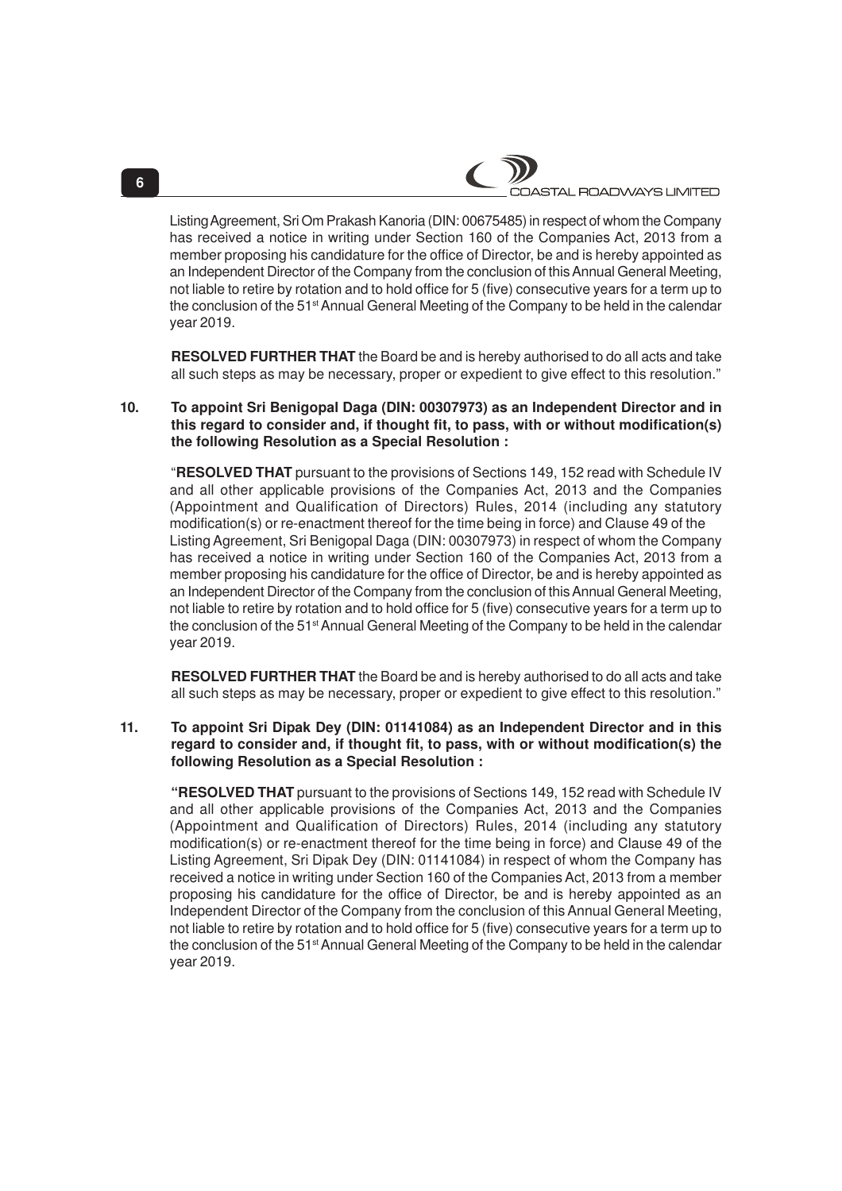Listing Agreement, Sri Om Prakash Kanoria (DIN: 00675485) in respect of whom the Company has received a notice in writing under Section 160 of the Companies Act, 2013 from a member proposing his candidature for the office of Director, be and is hereby appointed as an Independent Director of the Company from the conclusion of this Annual General Meeting, not liable to retire by rotation and to hold office for 5 (five) consecutive years for a term up to the conclusion of the 51st Annual General Meeting of the Company to be held in the calendar year 2019.

**RESOLVED FURTHER THAT** the Board be and is hereby authorised to do all acts and take all such steps as may be necessary, proper or expedient to give effect to this resolution."

**10. To appoint Sri Benigopal Daga (DIN: 00307973) as an Independent Director and in this regard to consider and, if thought fit, to pass, with or without modification(s) the following Resolution as a Special Resolution :**

"**RESOLVED THAT** pursuant to the provisions of Sections 149, 152 read with Schedule IV and all other applicable provisions of the Companies Act, 2013 and the Companies (Appointment and Qualification of Directors) Rules, 2014 (including any statutory modification(s) or re-enactment thereof for the time being in force) and Clause 49 of the Listing Agreement, Sri Benigopal Daga (DIN: 00307973) in respect of whom the Company has received a notice in writing under Section 160 of the Companies Act, 2013 from a member proposing his candidature for the office of Director, be and is hereby appointed as an Independent Director of the Company from the conclusion of this Annual General Meeting, not liable to retire by rotation and to hold office for 5 (five) consecutive years for a term up to the conclusion of the 51st Annual General Meeting of the Company to be held in the calendar year 2019.

**RESOLVED FURTHER THAT** the Board be and is hereby authorised to do all acts and take all such steps as may be necessary, proper or expedient to give effect to this resolution."

**11. To appoint Sri Dipak Dey (DIN: 01141084) as an Independent Director and in this regard to consider and, if thought fit, to pass, with or without modification(s) the following Resolution as a Special Resolution :**

"**RESOLVED THAT** pursuant to the provisions of Sections 149, 152 read with Schedule IV and all other applicable provisions of the Companies Act, 2013 and the Companies (Appointment and Qualification of Directors) Rules, 2014 (including any statutory modification(s) or re-enactment thereof for the time being in force) and Clause 49 of the Listing Agreement, Sri Dipak Dey (DIN: 01141084) in respect of whom the Company has received a notice in writing under Section 160 of the Companies Act, 2013 from a member proposing his candidature for the office of Director, be and is hereby appointed as an Independent Director of the Company from the conclusion of this Annual General Meeting, not liable to retire by rotation and to hold office for 5 (five) consecutive years for a term up to the conclusion of the 51st Annual General Meeting of the Company to be held in the calendar year 2019.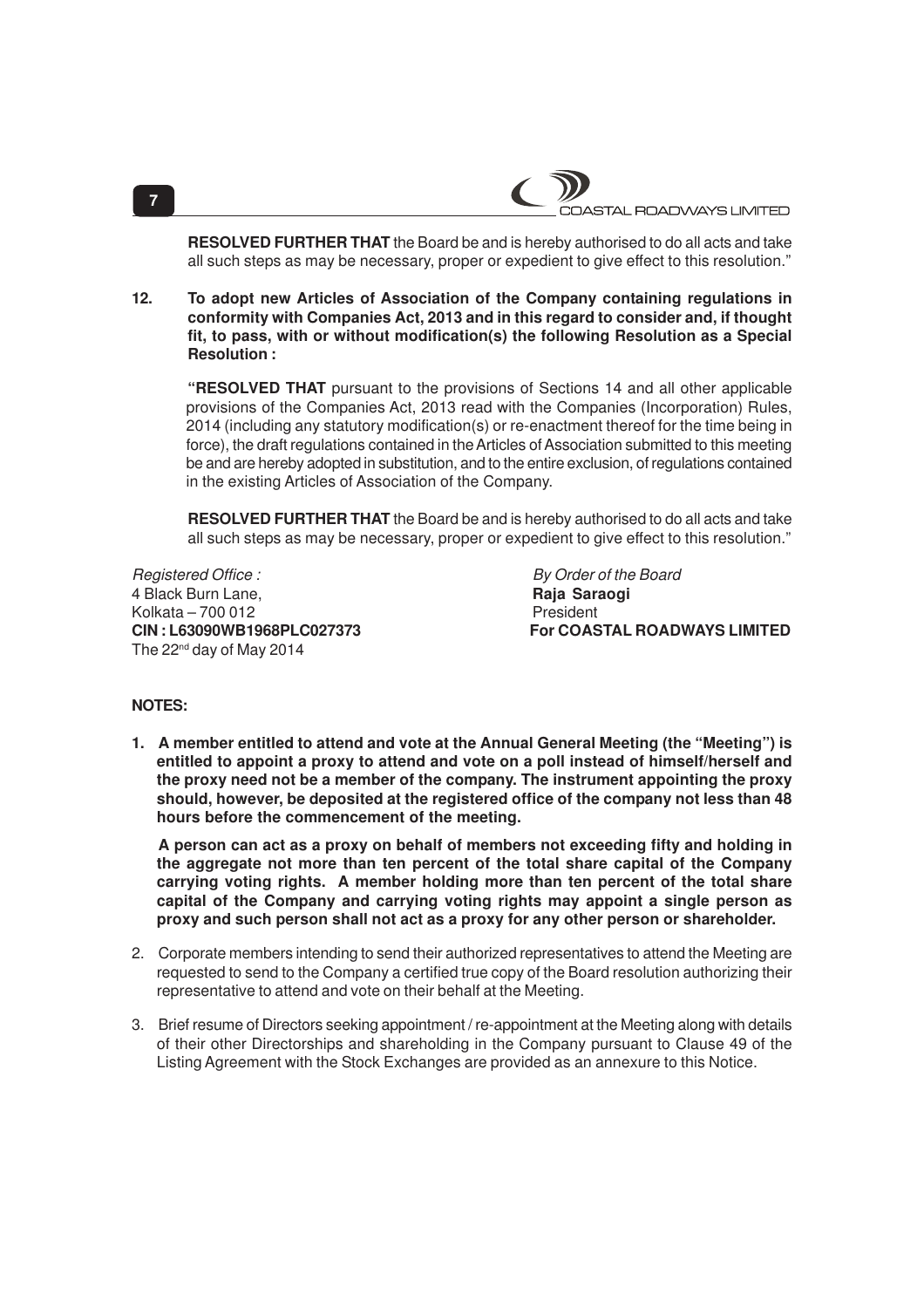**RESOLVED FURTHER THAT** the Board be and is hereby authorised to do all acts and take all such steps as may be necessary, proper or expedient to give effect to this resolution."

**12. To adopt new Articles of Association of the Company containing regulations in conformity with Companies Act, 2013 and in this regard to consider and, if thought fit, to pass, with or without modification(s) the following Resolution as a Special Resolution :**

**"RESOLVED THAT** pursuant to the provisions of Sections 14 and all other applicable provisions of the Companies Act, 2013 read with the Companies (Incorporation) Rules, 2014 (including any statutory modification(s) or re-enactment thereof for the time being in force), the draft regulations contained in the Articles of Association submitted to this meeting be and are hereby adopted in substitution, and to the entire exclusion, of regulations contained in the existing Articles of Association of the Company.

**RESOLVED FURTHER THAT** the Board be and is hereby authorised to do all acts and take all such steps as may be necessary, proper or expedient to give effect to this resolution."

*Registered Office :*
4 Black Burn Lane,
Kolkata – 700 012
**CIN : L63090WB1968PLC027373**
The 22nd day of May 2014

*By Order of the Board*
**Raja Saraogi**
President
**For COASTAL ROADWAYS LIMITED**

**NOTES:**

1. **A member entitled to attend and vote at the Annual General Meeting (the "Meeting") is entitled to appoint a proxy to attend and vote on a poll instead of himself/herself and the proxy need not be a member of the company. The instrument appointing the proxy should, however, be deposited at the registered office of the company not less than 48 hours before the commencement of the meeting.**

   **A person can act as a proxy on behalf of members not exceeding fifty and holding in the aggregate not more than ten percent of the total share capital of the Company carrying voting rights. A member holding more than ten percent of the total share capital of the Company and carrying voting rights may appoint a single person as proxy and such person shall not act as a proxy for any other person or shareholder.**

2. Corporate members intending to send their authorized representatives to attend the Meeting are requested to send to the Company a certified true copy of the Board resolution authorizing their representative to attend and vote on their behalf at the Meeting.

3. Brief resume of Directors seeking appointment / re-appointment at the Meeting along with details of their other Directorships and shareholding in the Company pursuant to Clause 49 of the Listing Agreement with the Stock Exchanges are provided as an annexure to this Notice.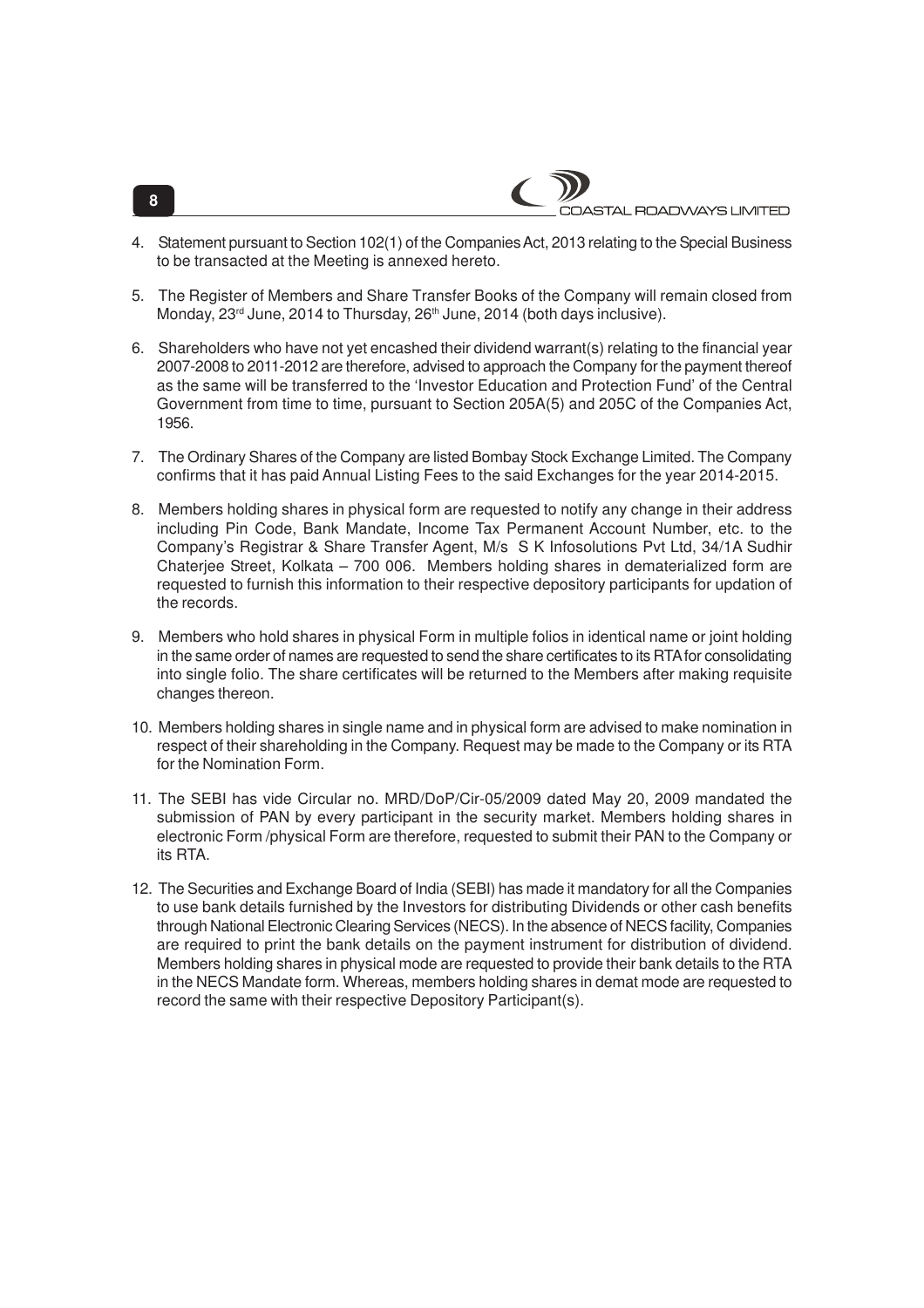4. Statement pursuant to Section 102(1) of the Companies Act, 2013 relating to the Special Business to be transacted at the Meeting is annexed hereto.

5. The Register of Members and Share Transfer Books of the Company will remain closed from Monday, 23rd June, 2014 to Thursday, 26th June, 2014 (both days inclusive).

6. Shareholders who have not yet encashed their dividend warrant(s) relating to the financial year 2007-2008 to 2011-2012 are therefore, advised to approach the Company for the payment thereof as the same will be transferred to the 'Investor Education and Protection Fund' of the Central Government from time to time, pursuant to Section 205A(5) and 205C of the Companies Act, 1956.

7. The Ordinary Shares of the Company are listed Bombay Stock Exchange Limited. The Company confirms that it has paid Annual Listing Fees to the said Exchanges for the year 2014-2015.

8. Members holding shares in physical form are requested to notify any change in their address including Pin Code, Bank Mandate, Income Tax Permanent Account Number, etc. to the Company's Registrar & Share Transfer Agent, M/s S K Infosolutions Pvt Ltd, 34/1A Sudhir Chaterjee Street, Kolkata – 700 006. Members holding shares in dematerialized form are requested to furnish this information to their respective depository participants for updation of the records.

9. Members who hold shares in physical Form in multiple folios in identical name or joint holding in the same order of names are requested to send the share certificates to its RTA for consolidating into single folio. The share certificates will be returned to the Members after making requisite changes thereon.

10. Members holding shares in single name and in physical form are advised to make nomination in respect of their shareholding in the Company. Request may be made to the Company or its RTA for the Nomination Form.

11. The SEBI has vide Circular no. MRD/DoP/Cir-05/2009 dated May 20, 2009 mandated the submission of PAN by every participant in the security market. Members holding shares in electronic Form /physical Form are therefore, requested to submit their PAN to the Company or its RTA.

12. The Securities and Exchange Board of India (SEBI) has made it mandatory for all the Companies to use bank details furnished by the Investors for distributing Dividends or other cash benefits through National Electronic Clearing Services (NECS). In the absence of NECS facility, Companies are required to print the bank details on the payment instrument for distribution of dividend. Members holding shares in physical mode are requested to provide their bank details to the RTA in the NECS Mandate form. Whereas, members holding shares in demat mode are requested to record the same with their respective Depository Participant(s).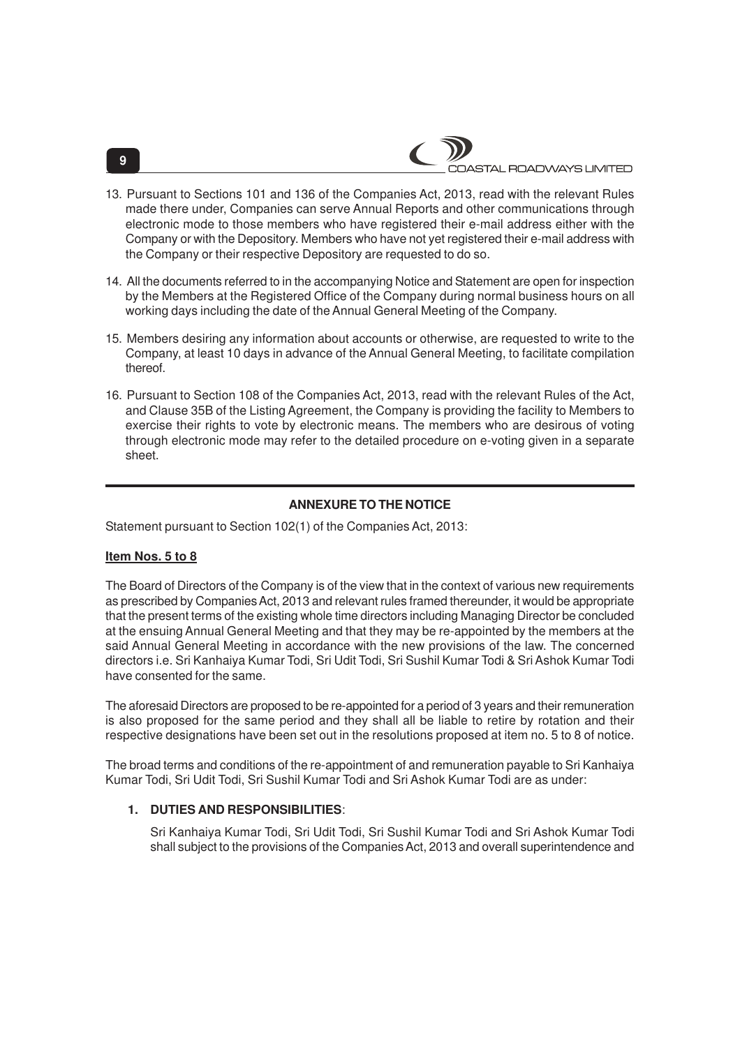13. Pursuant to Sections 101 and 136 of the Companies Act, 2013, read with the relevant Rules made there under, Companies can serve Annual Reports and other communications through electronic mode to those members who have registered their e-mail address either with the Company or with the Depository. Members who have not yet registered their e-mail address with the Company or their respective Depository are requested to do so.

14. All the documents referred to in the accompanying Notice and Statement are open for inspection by the Members at the Registered Office of the Company during normal business hours on all working days including the date of the Annual General Meeting of the Company.

15. Members desiring any information about accounts or otherwise, are requested to write to the Company, at least 10 days in advance of the Annual General Meeting, to facilitate compilation thereof.

16. Pursuant to Section 108 of the Companies Act, 2013, read with the relevant Rules of the Act, and Clause 35B of the Listing Agreement, the Company is providing the facility to Members to exercise their rights to vote by electronic means. The members who are desirous of voting through electronic mode may refer to the detailed procedure on e-voting given in a separate sheet.

---

## ANNEXURE TO THE NOTICE

Statement pursuant to Section 102(1) of the Companies Act, 2013:

**Item Nos. 5 to 8**

The Board of Directors of the Company is of the view that in the context of various new requirements as prescribed by Companies Act, 2013 and relevant rules framed thereunder, it would be appropriate that the present terms of the existing whole time directors including Managing Director be concluded at the ensuing Annual General Meeting and that they may be re-appointed by the members at the said Annual General Meeting in accordance with the new provisions of the law. The concerned directors i.e. Sri Kanhaiya Kumar Todi, Sri Udit Todi, Sri Sushil Kumar Todi & Sri Ashok Kumar Todi have consented for the same.

The aforesaid Directors are proposed to be re-appointed for a period of 3 years and their remuneration is also proposed for the same period and they shall all be liable to retire by rotation and their respective designations have been set out in the resolutions proposed at item no. 5 to 8 of notice.

The broad terms and conditions of the re-appointment of and remuneration payable to Sri Kanhaiya Kumar Todi, Sri Udit Todi, Sri Sushil Kumar Todi and Sri Ashok Kumar Todi are as under:

1. **DUTIES AND RESPONSIBILITIES**:

   Sri Kanhaiya Kumar Todi, Sri Udit Todi, Sri Sushil Kumar Todi and Sri Ashok Kumar Todi shall subject to the provisions of the Companies Act, 2013 and overall superintendence and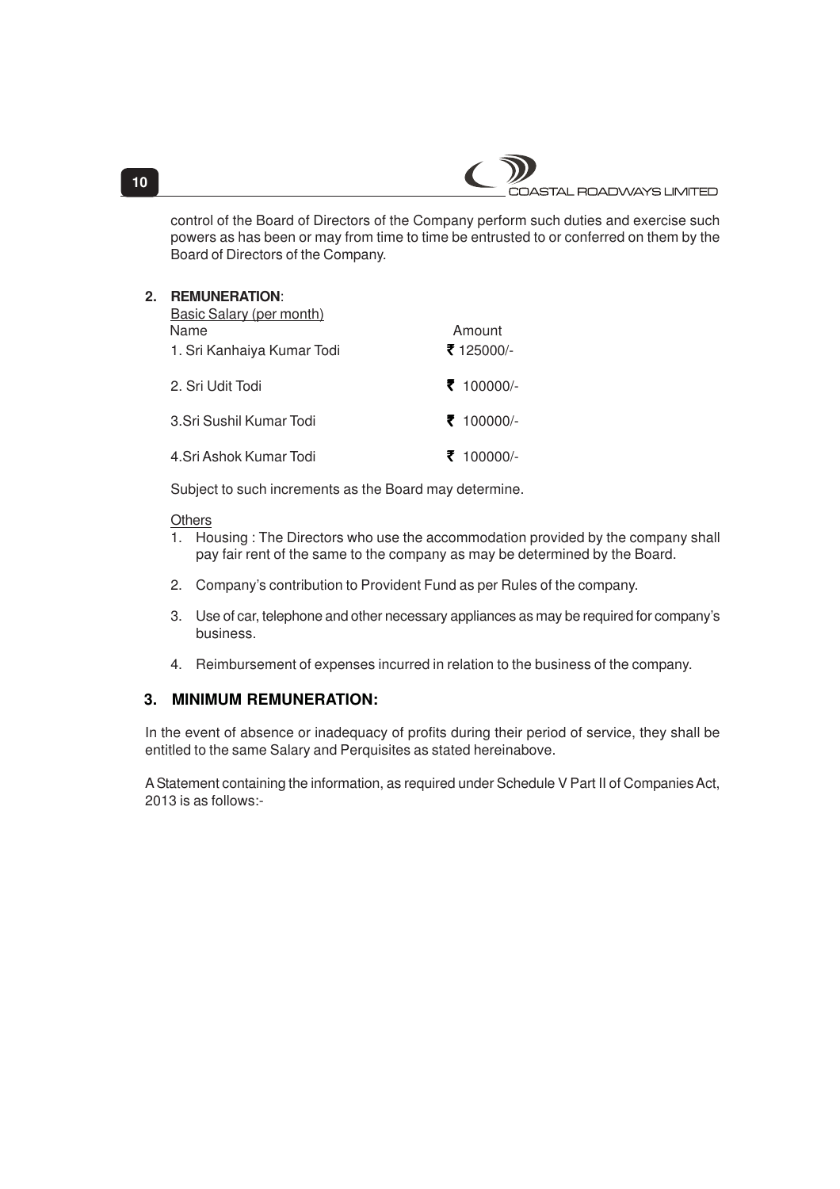control of the Board of Directors of the Company perform such duties and exercise such powers as has been or may from time to time be entrusted to or conferred on them by the Board of Directors of the Company.

**2. REMUNERATION**:

Basic Salary (per month)

| Name | Amount |
|---|---|
| 1. Sri Kanhaiya Kumar Todi | ₹ 125000/- |
| 2. Sri Udit Todi | ₹ 100000/- |
| 3.Sri Sushil Kumar Todi | ₹ 100000/- |
| 4.Sri Ashok Kumar Todi | ₹ 100000/- |

Subject to such increments as the Board may determine.

Others

1. Housing : The Directors who use the accommodation provided by the company shall pay fair rent of the same to the company as may be determined by the Board.
2. Company's contribution to Provident Fund as per Rules of the company.
3. Use of car, telephone and other necessary appliances as may be required for company's business.
4. Reimbursement of expenses incurred in relation to the business of the company.

## 3. MINIMUM REMUNERATION:

In the event of absence or inadequacy of profits during their period of service, they shall be entitled to the same Salary and Perquisites as stated hereinabove.

A Statement containing the information, as required under Schedule V Part II of Companies Act, 2013 is as follows:-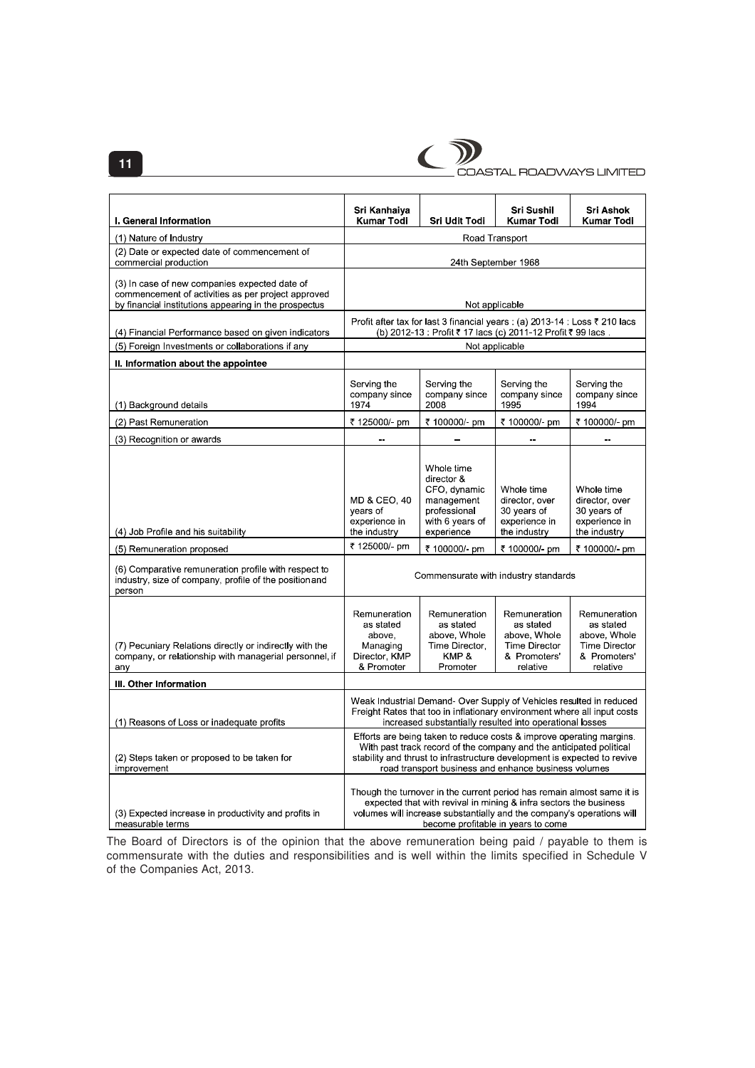| I. General Information | Sri Kanhaiya Kumar Todi | Sri Udit Todi | Sri Sushil Kumar Todi | Sri Ashok Kumar Todi |
|---|---|---|---|---|
| (1) Nature of Industry | Road Transport | | | |
| (2) Date or expected date of commencement of commercial production | 24th September 1968 | | | |
| (3) In case of new companies expected date of commencement of activities as per project approved by financial institutions appearing in the prospectus | Not applicable | | | |
| (4) Financial Performance based on given indicators | Profit after tax for last 3 financial years : (a) 2013-14 : Loss ₹ 210 lacs (b) 2012-13 : Profit ₹ 17 lacs (c) 2011-12 Profit ₹ 99 lacs . | | | |
| (5) Foreign Investments or collaborations if any | Not applicable | | | |
| **II. Information about the appointee** | | | | |
| (1) Background details | Serving the company since 1974 | Serving the company since 2008 | Serving the company since 1995 | Serving the company since 1994 |
| (2) Past Remuneration | ₹ 125000/- pm | ₹ 100000/- pm | ₹ 100000/- pm | ₹ 100000/- pm |
| (3) Recognition or awards | -- | -- | -- | -- |
| (4) Job Profile and his suitability | MD & CEO, 40 years of experience in the industry | Whole time director & CFO, dynamic management professional with 6 years of experience | Whole time director, over 30 years of experience in the industry | Whole time director, over 30 years of experience in the industry |
| (5) Remuneration proposed | ₹ 125000/- pm | ₹ 100000/- pm | ₹ 100000/- pm | ₹ 100000/- pm |
| (6) Comparative remuneration profile with respect to industry, size of company, profile of the position and person | Commensurate with industry standards | | | |
| (7) Pecuniary Relations directly or indirectly with the company, or relationship with managerial personnel, if any | Remuneration as stated above, Managing Director, KMP & Promoter | Remuneration as stated above, Whole Time Director, KMP & Promoter | Remuneration as stated above, Whole Time Director & Promoters' relative | Remuneration as stated above, Whole Time Director & Promoters' relative |
| **III. Other Information** | | | | |
| (1) Reasons of Loss or inadequate profits | Weak Industrial Demand- Over Supply of Vehicles resulted in reduced Freight Rates that too in inflationary environment where all input costs increased substantially resulted into operational losses | | | |
| (2) Steps taken or proposed to be taken for improvement | Efforts are being taken to reduce costs & improve operating margins. With past track record of the company and the anticipated political stability and thrust to infrastructure development is expected to revive road transport business and enhance business volumes | | | |
| (3) Expected increase in productivity and profits in measurable terms | Though the turnover in the current period has remain almost same it is expected that with revival in mining & infra sectors the business volumes will increase substantially and the company's operations will become profitable in years to come | | | |

The Board of Directors is of the opinion that the above remuneration being paid / payable to them is commensurate with the duties and responsibilities and is well within the limits specified in Schedule V of the Companies Act, 2013.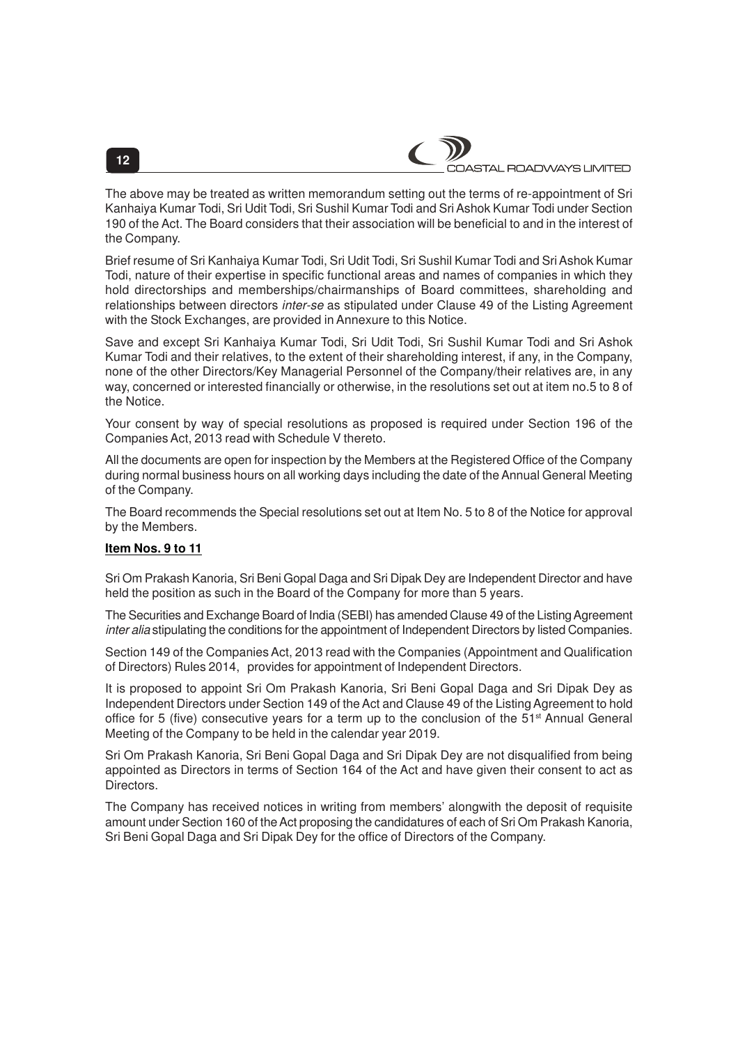The above may be treated as written memorandum setting out the terms of re-appointment of Sri Kanhaiya Kumar Todi, Sri Udit Todi, Sri Sushil Kumar Todi and Sri Ashok Kumar Todi under Section 190 of the Act. The Board considers that their association will be beneficial to and in the interest of the Company.

Brief resume of Sri Kanhaiya Kumar Todi, Sri Udit Todi, Sri Sushil Kumar Todi and Sri Ashok Kumar Todi, nature of their expertise in specific functional areas and names of companies in which they hold directorships and memberships/chairmanships of Board committees, shareholding and relationships between directors *inter-se* as stipulated under Clause 49 of the Listing Agreement with the Stock Exchanges, are provided in Annexure to this Notice.

Save and except Sri Kanhaiya Kumar Todi, Sri Udit Todi, Sri Sushil Kumar Todi and Sri Ashok Kumar Todi and their relatives, to the extent of their shareholding interest, if any, in the Company, none of the other Directors/Key Managerial Personnel of the Company/their relatives are, in any way, concerned or interested financially or otherwise, in the resolutions set out at item no.5 to 8 of the Notice.

Your consent by way of special resolutions as proposed is required under Section 196 of the Companies Act, 2013 read with Schedule V thereto.

All the documents are open for inspection by the Members at the Registered Office of the Company during normal business hours on all working days including the date of the Annual General Meeting of the Company.

The Board recommends the Special resolutions set out at Item No. 5 to 8 of the Notice for approval by the Members.

**Item Nos. 9 to 11**

Sri Om Prakash Kanoria, Sri Beni Gopal Daga and Sri Dipak Dey are Independent Director and have held the position as such in the Board of the Company for more than 5 years.

The Securities and Exchange Board of India (SEBI) has amended Clause 49 of the Listing Agreement *inter alia* stipulating the conditions for the appointment of Independent Directors by listed Companies.

Section 149 of the Companies Act, 2013 read with the Companies (Appointment and Qualification of Directors) Rules 2014, provides for appointment of Independent Directors.

It is proposed to appoint Sri Om Prakash Kanoria, Sri Beni Gopal Daga and Sri Dipak Dey as Independent Directors under Section 149 of the Act and Clause 49 of the Listing Agreement to hold office for 5 (five) consecutive years for a term up to the conclusion of the 51st Annual General Meeting of the Company to be held in the calendar year 2019.

Sri Om Prakash Kanoria, Sri Beni Gopal Daga and Sri Dipak Dey are not disqualified from being appointed as Directors in terms of Section 164 of the Act and have given their consent to act as Directors.

The Company has received notices in writing from members' alongwith the deposit of requisite amount under Section 160 of the Act proposing the candidatures of each of Sri Om Prakash Kanoria, Sri Beni Gopal Daga and Sri Dipak Dey for the office of Directors of the Company.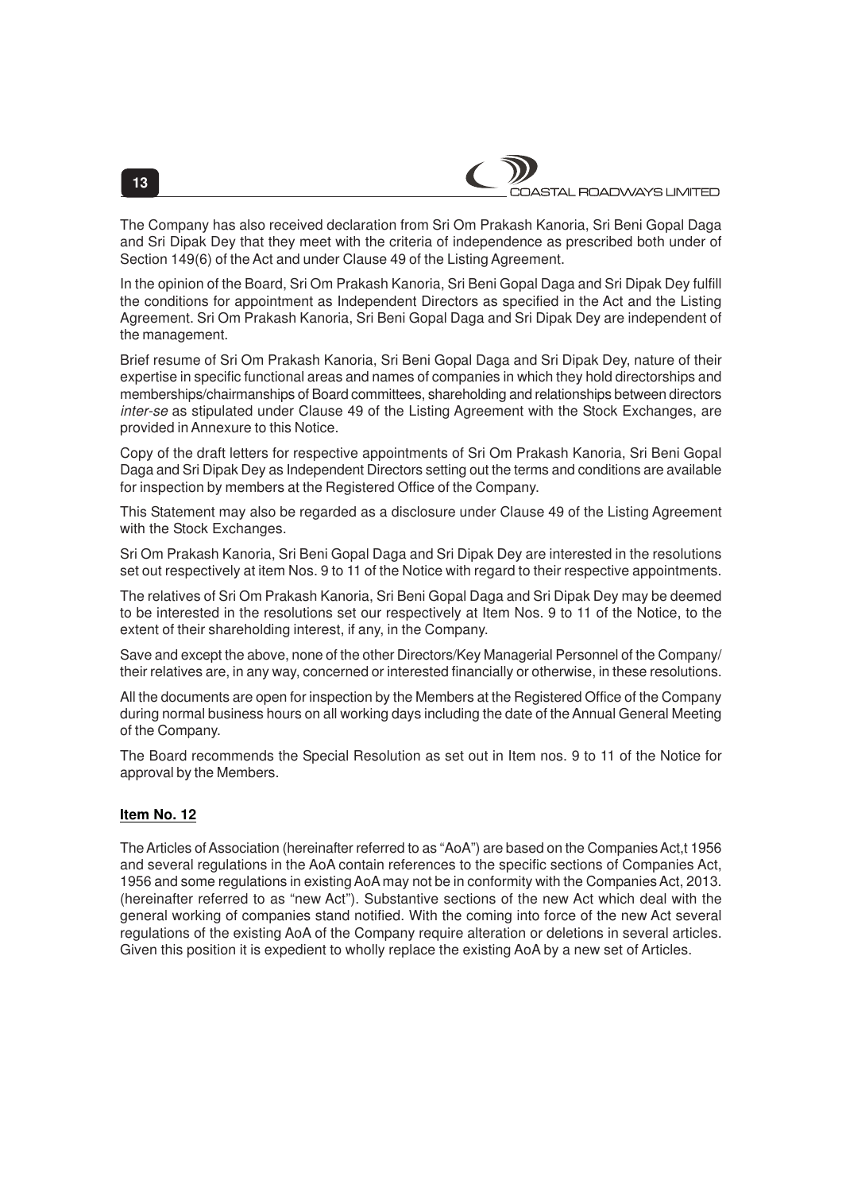The Company has also received declaration from Sri Om Prakash Kanoria, Sri Beni Gopal Daga and Sri Dipak Dey that they meet with the criteria of independence as prescribed both under of Section 149(6) of the Act and under Clause 49 of the Listing Agreement.

In the opinion of the Board, Sri Om Prakash Kanoria, Sri Beni Gopal Daga and Sri Dipak Dey fulfill the conditions for appointment as Independent Directors as specified in the Act and the Listing Agreement. Sri Om Prakash Kanoria, Sri Beni Gopal Daga and Sri Dipak Dey are independent of the management.

Brief resume of Sri Om Prakash Kanoria, Sri Beni Gopal Daga and Sri Dipak Dey, nature of their expertise in specific functional areas and names of companies in which they hold directorships and memberships/chairmanships of Board committees, shareholding and relationships between directors *inter-se* as stipulated under Clause 49 of the Listing Agreement with the Stock Exchanges, are provided in Annexure to this Notice.

Copy of the draft letters for respective appointments of Sri Om Prakash Kanoria, Sri Beni Gopal Daga and Sri Dipak Dey as Independent Directors setting out the terms and conditions are available for inspection by members at the Registered Office of the Company.

This Statement may also be regarded as a disclosure under Clause 49 of the Listing Agreement with the Stock Exchanges.

Sri Om Prakash Kanoria, Sri Beni Gopal Daga and Sri Dipak Dey are interested in the resolutions set out respectively at item Nos. 9 to 11 of the Notice with regard to their respective appointments.

The relatives of Sri Om Prakash Kanoria, Sri Beni Gopal Daga and Sri Dipak Dey may be deemed to be interested in the resolutions set our respectively at Item Nos. 9 to 11 of the Notice, to the extent of their shareholding interest, if any, in the Company.

Save and except the above, none of the other Directors/Key Managerial Personnel of the Company/ their relatives are, in any way, concerned or interested financially or otherwise, in these resolutions.

All the documents are open for inspection by the Members at the Registered Office of the Company during normal business hours on all working days including the date of the Annual General Meeting of the Company.

The Board recommends the Special Resolution as set out in Item nos. 9 to 11 of the Notice for approval by the Members.

**Item No. 12**

The Articles of Association (hereinafter referred to as "AoA") are based on the Companies Act,t 1956 and several regulations in the AoA contain references to the specific sections of Companies Act, 1956 and some regulations in existing AoA may not be in conformity with the Companies Act, 2013. (hereinafter referred to as "new Act"). Substantive sections of the new Act which deal with the general working of companies stand notified. With the coming into force of the new Act several regulations of the existing AoA of the Company require alteration or deletions in several articles. Given this position it is expedient to wholly replace the existing AoA by a new set of Articles.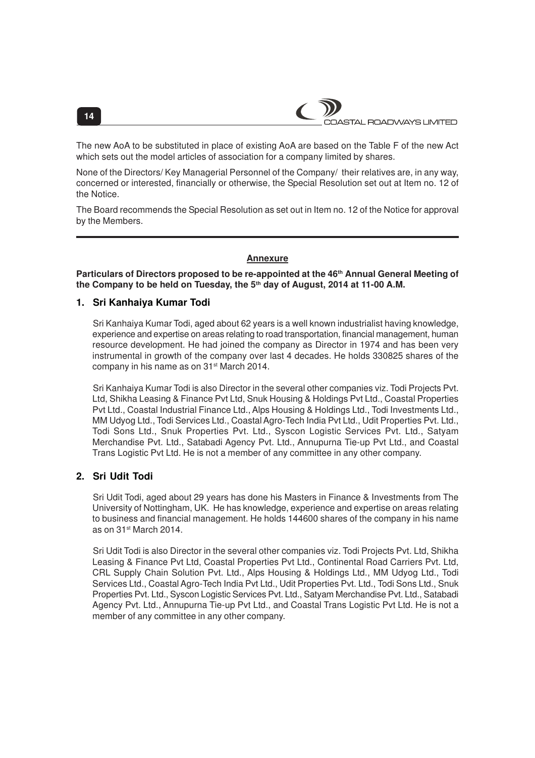The new AoA to be substituted in place of existing AoA are based on the Table F of the new Act which sets out the model articles of association for a company limited by shares.

None of the Directors/ Key Managerial Personnel of the Company/ their relatives are, in any way, concerned or interested, financially or otherwise, the Special Resolution set out at Item no. 12 of the Notice.

The Board recommends the Special Resolution as set out in Item no. 12 of the Notice for approval by the Members.

---

## Annexure

**Particulars of Directors proposed to be re-appointed at the 46th Annual General Meeting of the Company to be held on Tuesday, the 5th day of August, 2014 at 11-00 A.M.**

### 1. Sri Kanhaiya Kumar Todi

Sri Kanhaiya Kumar Todi, aged about 62 years is a well known industrialist having knowledge, experience and expertise on areas relating to road transportation, financial management, human resource development. He had joined the company as Director in 1974 and has been very instrumental in growth of the company over last 4 decades. He holds 330825 shares of the company in his name as on 31st March 2014.

Sri Kanhaiya Kumar Todi is also Director in the several other companies viz. Todi Projects Pvt. Ltd, Shikha Leasing & Finance Pvt Ltd, Snuk Housing & Holdings Pvt Ltd., Coastal Properties Pvt Ltd., Coastal Industrial Finance Ltd., Alps Housing & Holdings Ltd., Todi Investments Ltd., MM Udyog Ltd., Todi Services Ltd., Coastal Agro-Tech India Pvt Ltd., Udit Properties Pvt. Ltd., Todi Sons Ltd., Snuk Properties Pvt. Ltd., Syscon Logistic Services Pvt. Ltd., Satyam Merchandise Pvt. Ltd., Satabadi Agency Pvt. Ltd., Annupurna Tie-up Pvt Ltd., and Coastal Trans Logistic Pvt Ltd. He is not a member of any committee in any other company.

### 2. Sri Udit Todi

Sri Udit Todi, aged about 29 years has done his Masters in Finance & Investments from The University of Nottingham, UK. He has knowledge, experience and expertise on areas relating to business and financial management. He holds 144600 shares of the company in his name as on 31st March 2014.

Sri Udit Todi is also Director in the several other companies viz. Todi Projects Pvt. Ltd, Shikha Leasing & Finance Pvt Ltd, Coastal Properties Pvt Ltd., Continental Road Carriers Pvt. Ltd, CRL Supply Chain Solution Pvt. Ltd., Alps Housing & Holdings Ltd., MM Udyog Ltd., Todi Services Ltd., Coastal Agro-Tech India Pvt Ltd., Udit Properties Pvt. Ltd., Todi Sons Ltd., Snuk Properties Pvt. Ltd., Syscon Logistic Services Pvt. Ltd., Satyam Merchandise Pvt. Ltd., Satabadi Agency Pvt. Ltd., Annupurna Tie-up Pvt Ltd., and Coastal Trans Logistic Pvt Ltd. He is not a member of any committee in any other company.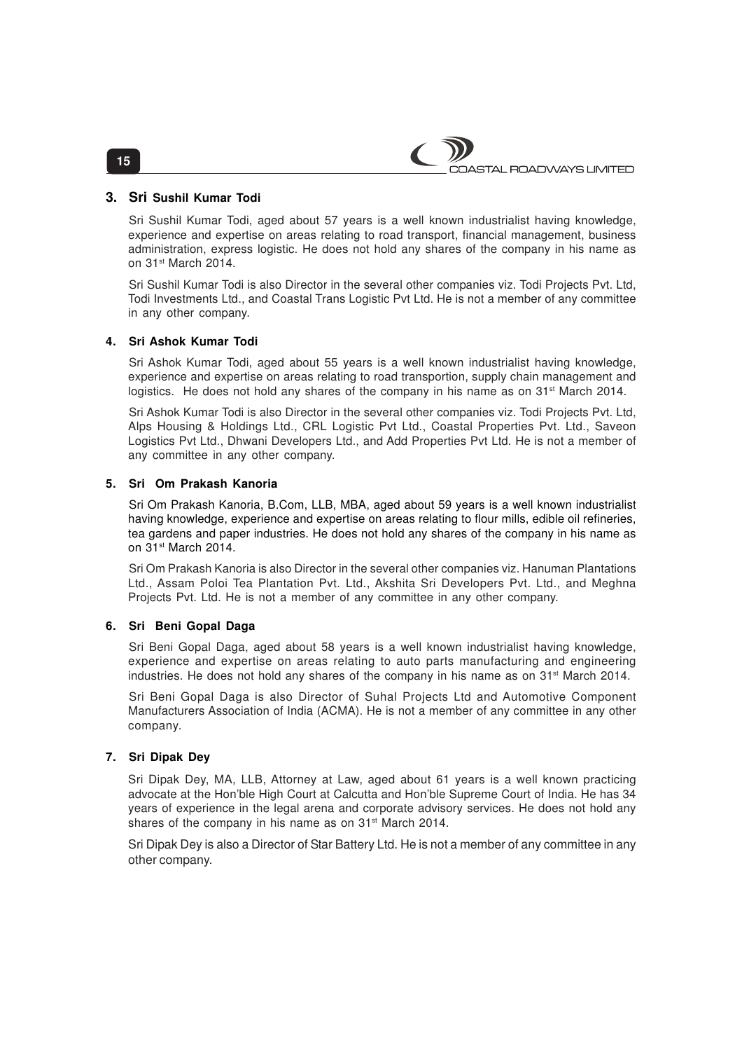### 3. Sri Sushil Kumar Todi

Sri Sushil Kumar Todi, aged about 57 years is a well known industrialist having knowledge, experience and expertise on areas relating to road transport, financial management, business administration, express logistic. He does not hold any shares of the company in his name as on 31st March 2014.

Sri Sushil Kumar Todi is also Director in the several other companies viz. Todi Projects Pvt. Ltd, Todi Investments Ltd., and Coastal Trans Logistic Pvt Ltd. He is not a member of any committee in any other company.

### 4. Sri Ashok Kumar Todi

Sri Ashok Kumar Todi, aged about 55 years is a well known industrialist having knowledge, experience and expertise on areas relating to road transportion, supply chain management and logistics. He does not hold any shares of the company in his name as on 31st March 2014.

Sri Ashok Kumar Todi is also Director in the several other companies viz. Todi Projects Pvt. Ltd, Alps Housing & Holdings Ltd., CRL Logistic Pvt Ltd., Coastal Properties Pvt. Ltd., Saveon Logistics Pvt Ltd., Dhwani Developers Ltd., and Add Properties Pvt Ltd. He is not a member of any committee in any other company.

### 5. Sri Om Prakash Kanoria

Sri Om Prakash Kanoria, B.Com, LLB, MBA, aged about 59 years is a well known industrialist having knowledge, experience and expertise on areas relating to flour mills, edible oil refineries, tea gardens and paper industries. He does not hold any shares of the company in his name as on 31st March 2014.

Sri Om Prakash Kanoria is also Director in the several other companies viz. Hanuman Plantations Ltd., Assam Poloi Tea Plantation Pvt. Ltd., Akshita Sri Developers Pvt. Ltd., and Meghna Projects Pvt. Ltd. He is not a member of any committee in any other company.

### 6. Sri Beni Gopal Daga

Sri Beni Gopal Daga, aged about 58 years is a well known industrialist having knowledge, experience and expertise on areas relating to auto parts manufacturing and engineering industries. He does not hold any shares of the company in his name as on 31st March 2014.

Sri Beni Gopal Daga is also Director of Suhal Projects Ltd and Automotive Component Manufacturers Association of India (ACMA). He is not a member of any committee in any other company.

### 7. Sri Dipak Dey

Sri Dipak Dey, MA, LLB, Attorney at Law, aged about 61 years is a well known practicing advocate at the Hon'ble High Court at Calcutta and Hon'ble Supreme Court of India. He has 34 years of experience in the legal arena and corporate advisory services. He does not hold any shares of the company in his name as on 31st March 2014.

Sri Dipak Dey is also a Director of Star Battery Ltd. He is not a member of any committee in any other company.